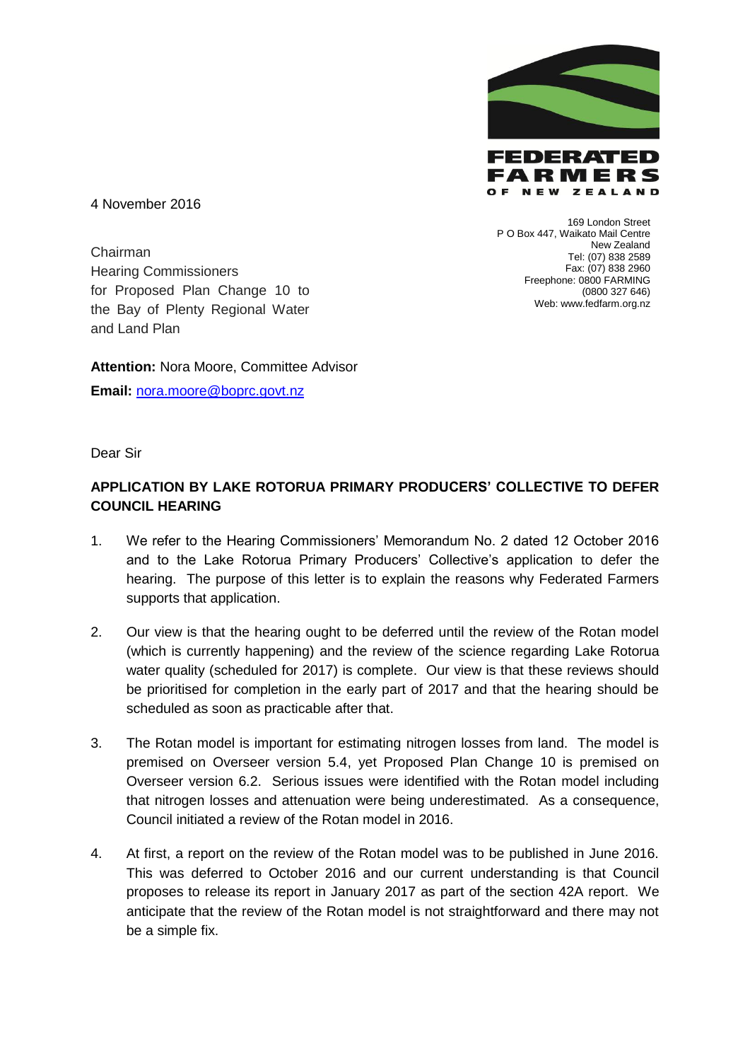FEDERATED FARMERS OF NEW ZEALAND

4 November 2016

169 London Street
P O Box 447, Waikato Mail Centre
New Zealand
Tel: (07) 838 2589
Fax: (07) 838 2960
Freephone: 0800 FARMING
(0800 327 646)
Web: www.fedfarm.org.nz

Chairman
Hearing Commissioners
for Proposed Plan Change 10 to the Bay of Plenty Regional Water and Land Plan

**Attention:** Nora Moore, Committee Advisor

**Email:** nora.moore@boprc.govt.nz

Dear Sir

**APPLICATION BY LAKE ROTORUA PRIMARY PRODUCERS' COLLECTIVE TO DEFER COUNCIL HEARING**

1. We refer to the Hearing Commissioners' Memorandum No. 2 dated 12 October 2016 and to the Lake Rotorua Primary Producers' Collective's application to defer the hearing. The purpose of this letter is to explain the reasons why Federated Farmers supports that application.

2. Our view is that the hearing ought to be deferred until the review of the Rotan model (which is currently happening) and the review of the science regarding Lake Rotorua water quality (scheduled for 2017) is complete. Our view is that these reviews should be prioritised for completion in the early part of 2017 and that the hearing should be scheduled as soon as practicable after that.

3. The Rotan model is important for estimating nitrogen losses from land. The model is premised on Overseer version 5.4, yet Proposed Plan Change 10 is premised on Overseer version 6.2. Serious issues were identified with the Rotan model including that nitrogen losses and attenuation were being underestimated. As a consequence, Council initiated a review of the Rotan model in 2016.

4. At first, a report on the review of the Rotan model was to be published in June 2016. This was deferred to October 2016 and our current understanding is that Council proposes to release its report in January 2017 as part of the section 42A report. We anticipate that the review of the Rotan model is not straightforward and there may not be a simple fix.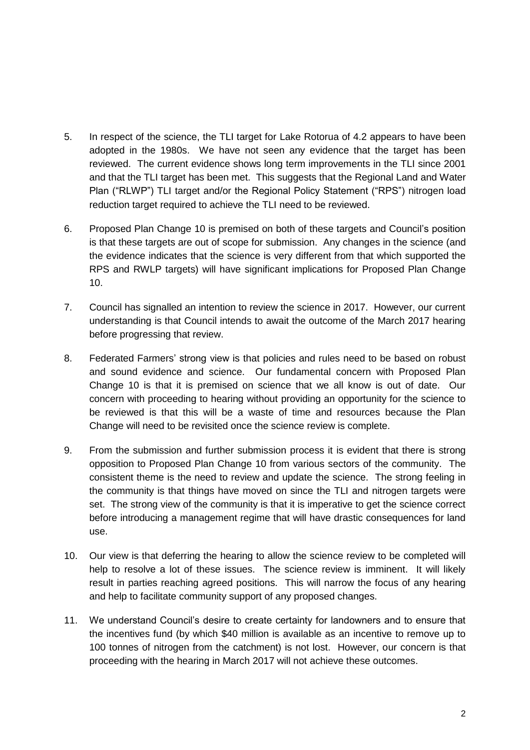5. In respect of the science, the TLI target for Lake Rotorua of 4.2 appears to have been adopted in the 1980s. We have not seen any evidence that the target has been reviewed. The current evidence shows long term improvements in the TLI since 2001 and that the TLI target has been met. This suggests that the Regional Land and Water Plan ("RLWP") TLI target and/or the Regional Policy Statement ("RPS") nitrogen load reduction target required to achieve the TLI need to be reviewed.

6. Proposed Plan Change 10 is premised on both of these targets and Council's position is that these targets are out of scope for submission. Any changes in the science (and the evidence indicates that the science is very different from that which supported the RPS and RWLP targets) will have significant implications for Proposed Plan Change 10.

7. Council has signalled an intention to review the science in 2017. However, our current understanding is that Council intends to await the outcome of the March 2017 hearing before progressing that review.

8. Federated Farmers' strong view is that policies and rules need to be based on robust and sound evidence and science. Our fundamental concern with Proposed Plan Change 10 is that it is premised on science that we all know is out of date. Our concern with proceeding to hearing without providing an opportunity for the science to be reviewed is that this will be a waste of time and resources because the Plan Change will need to be revisited once the science review is complete.

9. From the submission and further submission process it is evident that there is strong opposition to Proposed Plan Change 10 from various sectors of the community. The consistent theme is the need to review and update the science. The strong feeling in the community is that things have moved on since the TLI and nitrogen targets were set. The strong view of the community is that it is imperative to get the science correct before introducing a management regime that will have drastic consequences for land use.

10. Our view is that deferring the hearing to allow the science review to be completed will help to resolve a lot of these issues. The science review is imminent. It will likely result in parties reaching agreed positions. This will narrow the focus of any hearing and help to facilitate community support of any proposed changes.

11. We understand Council's desire to create certainty for landowners and to ensure that the incentives fund (by which \$40 million is available as an incentive to remove up to 100 tonnes of nitrogen from the catchment) is not lost. However, our concern is that proceeding with the hearing in March 2017 will not achieve these outcomes.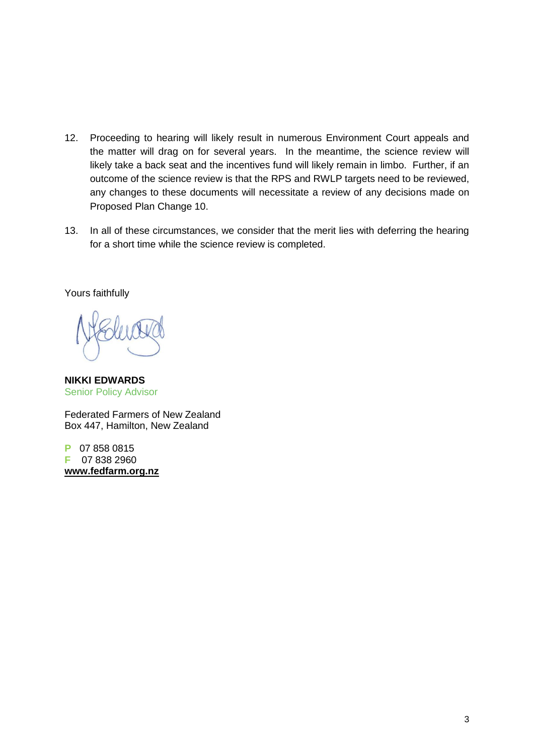12. Proceeding to hearing will likely result in numerous Environment Court appeals and the matter will drag on for several years. In the meantime, the science review will likely take a back seat and the incentives fund will likely remain in limbo. Further, if an outcome of the science review is that the RPS and RWLP targets need to be reviewed, any changes to these documents will necessitate a review of any decisions made on Proposed Plan Change 10.

13. In all of these circumstances, we consider that the merit lies with deferring the hearing for a short time while the science review is completed.

Yours faithfully

**NIKKI EDWARDS**
Senior Policy Advisor

Federated Farmers of New Zealand
Box 447, Hamilton, New Zealand

**P** 07 858 0815
**F** 07 838 2960
**www.fedfarm.org.nz**